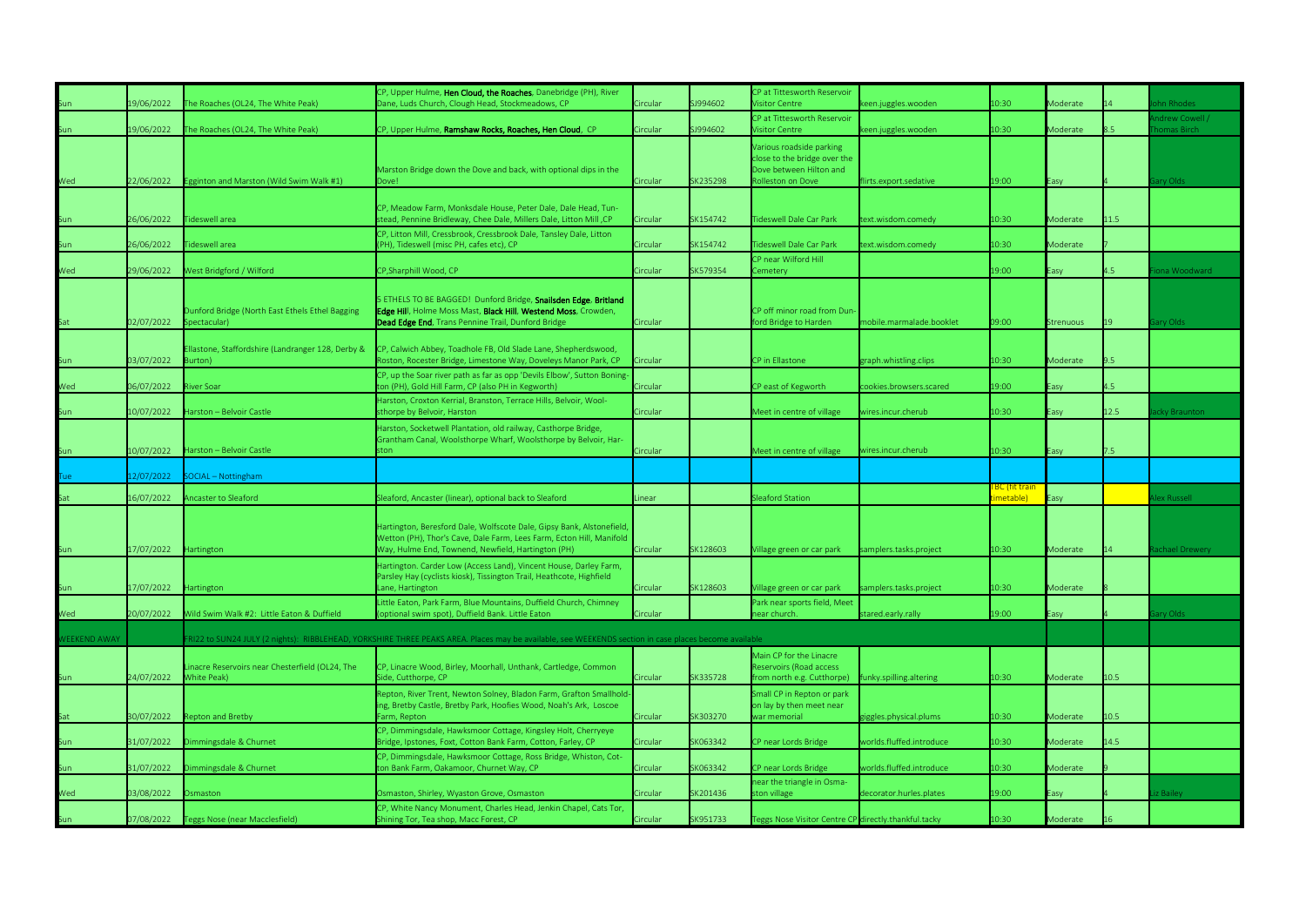| | | | | | | | | | | | |
|---|---|---|---|---|---|---|---|---|---|---|---|
| Sun | 19/06/2022 | The Roaches (OL24, The White Peak) | CP, Upper Hulme, **Hen Cloud, the Roaches**, Danebridge (PH), River Dane, Luds Church, Clough Head, Stockmeadows, CP | Circular | SJ994602 | CP at Tittesworth Reservoir Visitor Centre | keen.juggles.wooden | 10:30 | Moderate | 14 | John Rhodes |
| Sun | 19/06/2022 | The Roaches (OL24, The White Peak) | CP, Upper Hulme, **Ramshaw Rocks, Roaches, Hen Cloud**, CP | Circular | SJ994602 | CP at Tittesworth Reservoir Visitor Centre | keen.juggles.wooden | 10:30 | Moderate | 8.5 | Andrew Cowell / Thomas Birch |
| Wed | 22/06/2022 | Egginton and Marston (Wild Swim Walk #1) | Marston Bridge down the Dove and back, with optional dips in the Dove! | Circular | SK235298 | Various roadside parking close to the bridge over the Dove between Hilton and Rolleston on Dove | flirts.export.sedative | 19:00 | Easy | 4 | Gary Olds |
| Sun | 26/06/2022 | Tideswell area | CP, Meadow Farm, Monksdale House, Peter Dale, Dale Head, Tunstead, Pennine Bridleway, Chee Dale, Millers Dale, Litton Mill ,CP | Circular | SK154742 | Tideswell Dale Car Park | text.wisdom.comedy | 10:30 | Moderate | 11.5 | |
| Sun | 26/06/2022 | Tideswell area | CP, Litton Mill, Cressbrook, Cressbrook Dale, Tansley Dale, Litton (PH), Tideswell (misc PH, cafes etc), CP | Circular | SK154742 | Tideswell Dale Car Park | text.wisdom.comedy | 10:30 | Moderate | 7 | |
| Wed | 29/06/2022 | West Bridgford / Wilford | CP,Sharphill Wood, CP | Circular | SK579354 | CP near Wilford Hill Cemetery | | 19:00 | Easy | 4.5 | Fiona Woodward |
| Sat | 02/07/2022 | Dunford Bridge (North East Ethels Ethel Bagging Spectacular) | 5 ETHELS TO BE BAGGED! Dunford Bridge, **Snailsden Edge**, **Britland Edge Hill**, Holme Moss Mast, **Black Hill**, **Westend Moss**, Crowden, **Dead Edge End**, Trans Pennine Trail, Dunford Bridge | Circular | | CP off minor road from Dunford Bridge to Harden | mobile.marmalade.booklet | 09:00 | Strenuous | 19 | Gary Olds |
| Sun | 03/07/2022 | Ellastone, Staffordshire (Landranger 128, Derby & Burton) | CP, Calwich Abbey, Toadhole FB, Old Slade Lane, Shepherdswood, Roston, Rocester Bridge, Limestone Way, Doveleys Manor Park, CP | Circular | | CP in Ellastone | graph.whistling.clips | 10:30 | Moderate | 9.5 | |
| Wed | 06/07/2022 | River Soar | CP, up the Soar river path as far as opp 'Devils Elbow', Sutton Bonington (PH), Gold Hill Farm, CP (also PH in Kegworth) | Circular | | CP east of Kegworth | cookies.browsers.scared | 19:00 | Easy | 4.5 | |
| Sun | 10/07/2022 | Harston – Belvoir Castle | Harston, Croxton Kerrial, Branston, Terrace Hills, Belvoir, Woolsthorpe by Belvoir, Harston | Circular | | Meet in centre of village | wires.incur.cherub | 10:30 | Easy | 12.5 | Jacky Braunton |
| Sun | 10/07/2022 | Harston – Belvoir Castle | Harston, Socketwell Plantation, old railway, Casthorpe Bridge, Grantham Canal, Woolsthorpe Wharf, Woolsthorpe by Belvoir, Harston | Circular | | Meet in centre of village | wires.incur.cherub | 10:30 | Easy | 7.5 | |
| Tue | 12/07/2022 | SOCIAL – Nottingham | | | | | | | | | |
| Sat | 16/07/2022 | Ancaster to Sleaford | Sleaford, Ancaster (linear), optional back to Sleaford | Linear | | Sleaford Station | | TBC (fit train timetable) | Easy | | Alex Russell |
| Sun | 17/07/2022 | Hartington | Hartington, Beresford Dale, Wolfscote Dale, Gipsy Bank, Alstonefield, Wetton (PH), Thor's Cave, Dale Farm, Lees Farm, Ecton Hill, Manifold Way, Hulme End, Townend, Newfield, Hartington (PH) | Circular | SK128603 | Village green or car park | samplers.tasks.project | 10:30 | Moderate | 14 | Rachael Drewery |
| Sun | 17/07/2022 | Hartington | Hartington. Carder Low (Access Land), Vincent House, Darley Farm, Parsley Hay (cyclists kiosk), Tissington Trail, Heathcote, Highfield Lane, Hartington | Circular | SK128603 | Village green or car park | samplers.tasks.project | 10:30 | Moderate | 8 | |
| Wed | 20/07/2022 | Wild Swim Walk #2: Little Eaton & Duffield | Little Eaton, Park Farm, Blue Mountains, Duffield Church, Chimney (optional swim spot), Duffield Bank. Little Eaton | Circular | | Park near sports field, Meet near church. | stared.early.rally | 19:00 | Easy | 4 | Gary Olds |
| WEEKEND AWAY | | FRI22 to SUN24 JULY (2 nights): RIBBLEHEAD, YORKSHIRE THREE PEAKS AREA. Places may be available, see WEEKENDS section in case places become available | | | | | | | | | |
| Sun | 24/07/2022 | Linacre Reservoirs near Chesterfield (OL24, The White Peak) | CP, Linacre Wood, Birley, Moorhall, Unthank, Cartledge, Common Side, Cutthorpe, CP | Circular | SK335728 | Main CP for the Linacre Reservoirs (Road access from north e.g. Cutthorpe) | funky.spilling.altering | 10:30 | Moderate | 10.5 | |
| Sat | 30/07/2022 | Repton and Bretby | Repton, River Trent, Newton Solney, Bladon Farm, Grafton Smallholding, Bretby Castle, Bretby Park, Hoofies Wood, Noah's Ark, Loscoe Farm, Repton | Circular | SK303270 | Small CP in Repton or park on lay by then meet near war memorial | giggles.physical.plums | 10:30 | Moderate | 10.5 | |
| Sun | 31/07/2022 | Dimmingsdale & Churnet | CP, Dimmingsdale, Hawksmoor Cottage, Kingsley Holt, Cherryeye Bridge, Ipstones, Foxt, Cotton Bank Farm, Cotton, Farley, CP | Circular | SK063342 | CP near Lords Bridge | worlds.fluffed.introduce | 10:30 | Moderate | 14.5 | |
| Sun | 31/07/2022 | Dimmingsdale & Churnet | CP, Dimmingsdale, Hawksmoor Cottage, Ross Bridge, Whiston, Cotton Bank Farm, Oakamoor, Churnet Way, CP | Circular | SK063342 | CP near Lords Bridge | worlds.fluffed.introduce | 10:30 | Moderate | 9 | |
| Wed | 03/08/2022 | Osmaston | Osmaston, Shirley, Wyaston Grove, Osmaston | Circular | SK201436 | near the triangle in Osmaston village | decorator.hurles.plates | 19:00 | Easy | 4 | Liz Bailey |
| Sun | 07/08/2022 | Teggs Nose (near Macclesfield) | CP, White Nancy Monument, Charles Head, Jenkin Chapel, Cats Tor, Shining Tor, Tea shop, Macc Forest, CP | Circular | SK951733 | Teggs Nose Visitor Centre CP | directly.thankful.tacky | 10:30 | Moderate | 16 | |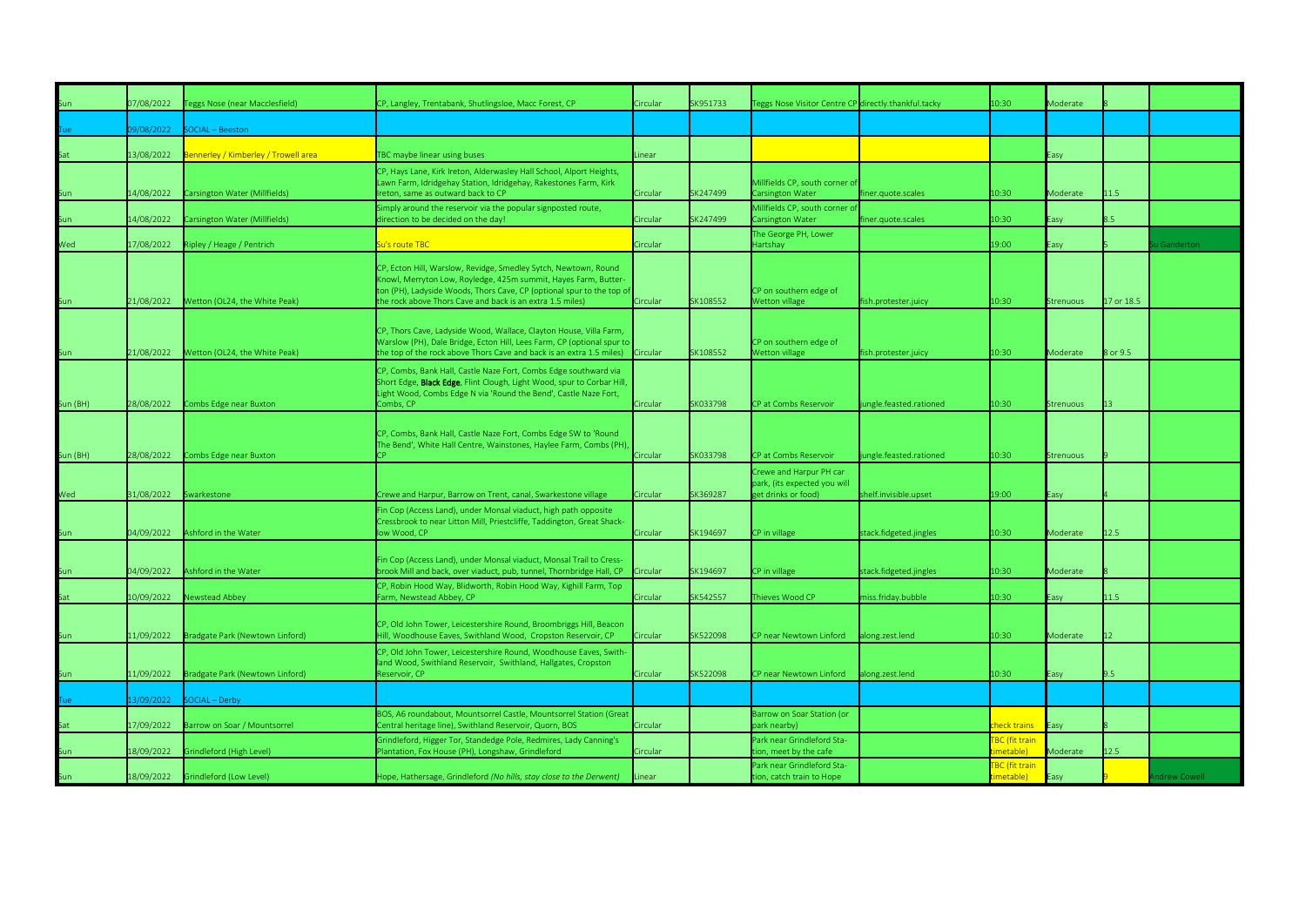| | | | | | | | | | | | |
|---|---|---|---|---|---|---|---|---|---|---|---|
| Sun | 07/08/2022 | Teggs Nose (near Macclesfield) | CP, Langley, Trentabank, Shutlingsloe, Macc Forest, CP | Circular | SK951733 | Teggs Nose Visitor Centre CP | directly.thankful.tacky | 10:30 | Moderate | 8 | |
| Tue | 09/08/2022 | SOCIAL – Beeston | | | | | | | | | |
| Sat | 13/08/2022 | Bennerley / Kimberley / Trowell area | TBC maybe linear using buses | Linear | | | | | Easy | | |
| Sun | 14/08/2022 | Carsington Water (Millfields) | CP, Hays Lane, Kirk Ireton, Alderwasley Hall School, Alport Heights, Lawn Farm, Idridgehay Station, Idridgehay, Rakestones Farm, Kirk Ireton, same as outward back to CP | Circular | SK247499 | Millfields CP, south corner of Carsington Water | finer.quote.scales | 10:30 | Moderate | 11.5 | |
| Sun | 14/08/2022 | Carsington Water (Millfields) | Simply around the reservoir via the popular signposted route, direction to be decided on the day! | Circular | SK247499 | Millfields CP, south corner of Carsington Water | finer.quote.scales | 10:30 | Easy | 8.5 | |
| Wed | 17/08/2022 | Ripley / Heage / Pentrich | Su's route TBC | Circular | | The George PH, Lower Hartshay | | 19:00 | Easy | 5 | Su Ganderton |
| Sun | 21/08/2022 | Wetton (OL24, the White Peak) | CP, Ecton Hill, Warslow, Revidge, Smedley Sytch, Newtown, Round Knowl, Merryton Low, Royledge, 425m summit, Hayes Farm, Butterton (PH), Ladyside Woods, Thors Cave, CP (optional spur to the top of the rock above Thors Cave and back is an extra 1.5 miles) | Circular | SK108552 | CP on southern edge of Wetton village | fish.protester.juicy | 10:30 | Strenuous | 17 or 18.5 | |
| Sun | 21/08/2022 | Wetton (OL24, the White Peak) | CP, Thors Cave, Ladyside Wood, Wallace, Clayton House, Villa Farm, Warslow (PH), Dale Bridge, Ecton Hill, Lees Farm, CP (optional spur to the top of the rock above Thors Cave and back is an extra 1.5 miles) | Circular | SK108552 | CP on southern edge of Wetton village | fish.protester.juicy | 10:30 | Moderate | 8 or 9.5 | |
| Sun (BH) | 28/08/2022 | Combs Edge near Buxton | CP, Combs, Bank Hall, Castle Naze Fort, Combs Edge southward via Short Edge, **Black Edge**, Flint Clough, Light Wood, spur to Corbar Hill, Light Wood, Combs Edge N via 'Round the Bend', Castle Naze Fort, Combs, CP | Circular | SK033798 | CP at Combs Reservoir | jungle.feasted.rationed | 10:30 | Strenuous | 13 | |
| Sun (BH) | 28/08/2022 | Combs Edge near Buxton | CP, Combs, Bank Hall, Castle Naze Fort, Combs Edge SW to 'Round The Bend', White Hall Centre, Wainstones, Haylee Farm, Combs (PH), CP | Circular | SK033798 | CP at Combs Reservoir | jungle.feasted.rationed | 10:30 | Strenuous | 9 | |
| Wed | 31/08/2022 | Swarkestone | Crewe and Harpur, Barrow on Trent, canal, Swarkestone village | Circular | SK369287 | Crewe and Harpur PH car park, (its expected you will get drinks or food) | shelf.invisible.upset | 19:00 | Easy | 4 | |
| Sun | 04/09/2022 | Ashford in the Water | Fin Cop (Access Land), under Monsal viaduct, high path opposite Cressbrook to near Litton Mill, Priestcliffe, Taddington, Great Shacklow Wood, CP | Circular | SK194697 | CP in village | stack.fidgeted.jingles | 10:30 | Moderate | 12.5 | |
| Sun | 04/09/2022 | Ashford in the Water | Fin Cop (Access Land), under Monsal viaduct, Monsal Trail to Cressbrook Mill and back, over viaduct, pub, tunnel, Thornbridge Hall, CP | Circular | SK194697 | CP in village | stack.fidgeted.jingles | 10:30 | Moderate | 8 | |
| Sat | 10/09/2022 | Newstead Abbey | CP, Robin Hood Way, Blidworth, Robin Hood Way, Kighill Farm, Top Farm, Newstead Abbey, CP | Circular | SK542557 | Thieves Wood CP | miss.friday.bubble | 10:30 | Easy | 11.5 | |
| Sun | 11/09/2022 | Bradgate Park (Newtown Linford) | CP, Old John Tower, Leicestershire Round, Broombriggs Hill, Beacon Hill, Woodhouse Eaves, Swithland Wood, Cropston Reservoir, CP | Circular | SK522098 | CP near Newtown Linford | along.zest.lend | 10:30 | Moderate | 12 | |
| Sun | 11/09/2022 | Bradgate Park (Newtown Linford) | CP, Old John Tower, Leicestershire Round, Woodhouse Eaves, Swithland Wood, Swithland Reservoir, Swithland, Hallgates, Cropston Reservoir, CP | Circular | SK522098 | CP near Newtown Linford | along.zest.lend | 10:30 | Easy | 9.5 | |
| Tue | 13/09/2022 | SOCIAL – Derby | | | | | | | | | |
| Sat | 17/09/2022 | Barrow on Soar / Mountsorrel | BOS, A6 roundabout, Mountsorrel Castle, Mountsorrel Station (Great Central heritage line), Swithland Reservoir, Quorn, BOS | Circular | | Barrow on Soar Station (or park nearby) | | check trains | Easy | 8 | |
| Sun | 18/09/2022 | Grindleford (High Level) | Grindleford, Higger Tor, Standedge Pole, Redmires, Lady Canning's Plantation, Fox House (PH), Longshaw, Grindleford | Circular | | Park near Grindleford Station, meet by the cafe | | TBC (fit train timetable) | Moderate | 12.5 | |
| Sun | 18/09/2022 | Grindleford (Low Level) | Hope, Hathersage, Grindleford *(No hills, stay close to the Derwent)* | Linear | | Park near Grindleford Station, catch train to Hope | | TBC (fit train timetable) | Easy | 9 | Andrew Cowell |